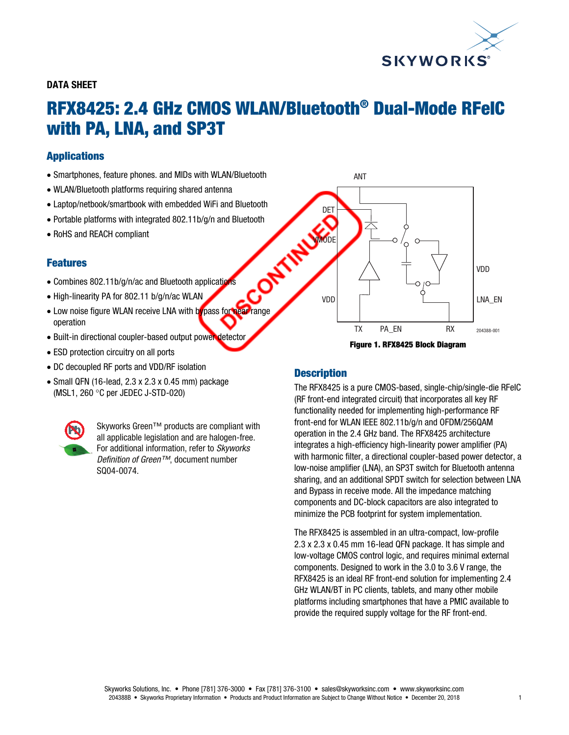DATA SHEET

# RFX8425: 2.4 GHz CMOS WLAN/Bluetooth® Dual-Mode RFeIC with PA, LNA, and SP3T

## Applications

- Smartphones, feature phones. and MIDs with WLAN/Bluetooth
- WLAN/Bluetooth platforms requiring shared antenna
- Laptop/netbook/smartbook with embedded WiFi and Bluetooth
- Portable platforms with integrated 802.11b/g/n and Bluetooth
- RoHS and REACH compliant

## Features

- Combines 802.11b/g/n/ac and Bluetooth applications
- High-linearity PA for 802.11 b/g/n/ac WLAN
- Low noise figure WLAN receive LNA with bypass for near range operation
- Built-in directional coupler-based output power detector
- ESD protection circuitry on all ports
- DC decoupled RF ports and VDD/RF isolation
- Small QFN (16-lead, 2.3 x 2.3 x 0.45 mm) package (MSL1, 260 °C per JEDEC J-STD-020)

Skyworks Green™ products are compliant with all applicable legislation and are halogen-free. For additional information, refer to *Skyworks Definition of Green™*, document number SQ04-0074.

**Figure 1. RFX8425 Block Diagram**

## Description

The RFX8425 is a pure CMOS-based, single-chip/single-die RFeIC (RF front-end integrated circuit) that incorporates all key RF functionality needed for implementing high-performance RF front-end for WLAN IEEE 802.11b/g/n and OFDM/256QAM operation in the 2.4 GHz band. The RFX8425 architecture integrates a high-efficiency high-linearity power amplifier (PA) with harmonic filter, a directional coupler-based power detector, a low-noise amplifier (LNA), an SP3T switch for Bluetooth antenna sharing, and an additional SPDT switch for selection between LNA and Bypass in receive mode. All the impedance matching components and DC-block capacitors are also integrated to minimize the PCB footprint for system implementation.

The RFX8425 is assembled in an ultra-compact, low-profile 2.3 x 2.3 x 0.45 mm 16-lead QFN package. It has simple and low-voltage CMOS control logic, and requires minimal external components. Designed to work in the 3.0 to 3.6 V range, the RFX8425 is an ideal RF front-end solution for implementing 2.4 GHz WLAN/BT in PC clients, tablets, and many other mobile platforms including smartphones that have a PMIC available to provide the required supply voltage for the RF front-end.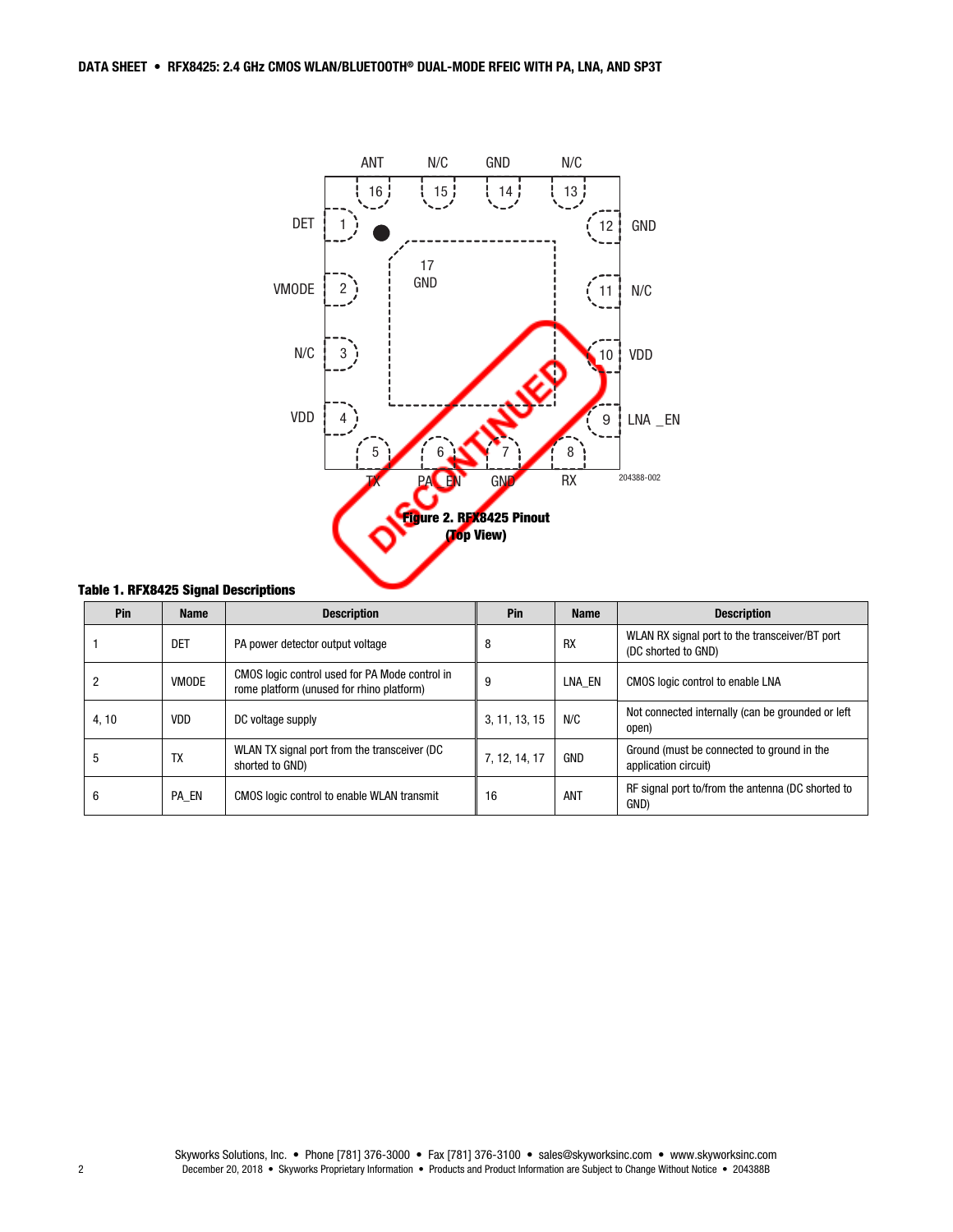Figure 2. RFX8425 Pinout (Top View)

**Table 1. RFX8425 Signal Descriptions**

| Pin | Name | Description | Pin | Name | Description |
|---|---|---|---|---|---|
| 1 | DET | PA power detector output voltage | 8 | RX | WLAN RX signal port to the transceiver/BT port (DC shorted to GND) |
| 2 | VMODE | CMOS logic control used for PA Mode control in rome platform (unused for rhino platform) | 9 | LNA_EN | CMOS logic control to enable LNA |
| 4, 10 | VDD | DC voltage supply | 3, 11, 13, 15 | N/C | Not connected internally (can be grounded or left open) |
| 5 | TX | WLAN TX signal port from the transceiver (DC shorted to GND) | 7, 12, 14, 17 | GND | Ground (must be connected to ground in the application circuit) |
| 6 | PA_EN | CMOS logic control to enable WLAN transmit | 16 | ANT | RF signal port to/from the antenna (DC shorted to GND) |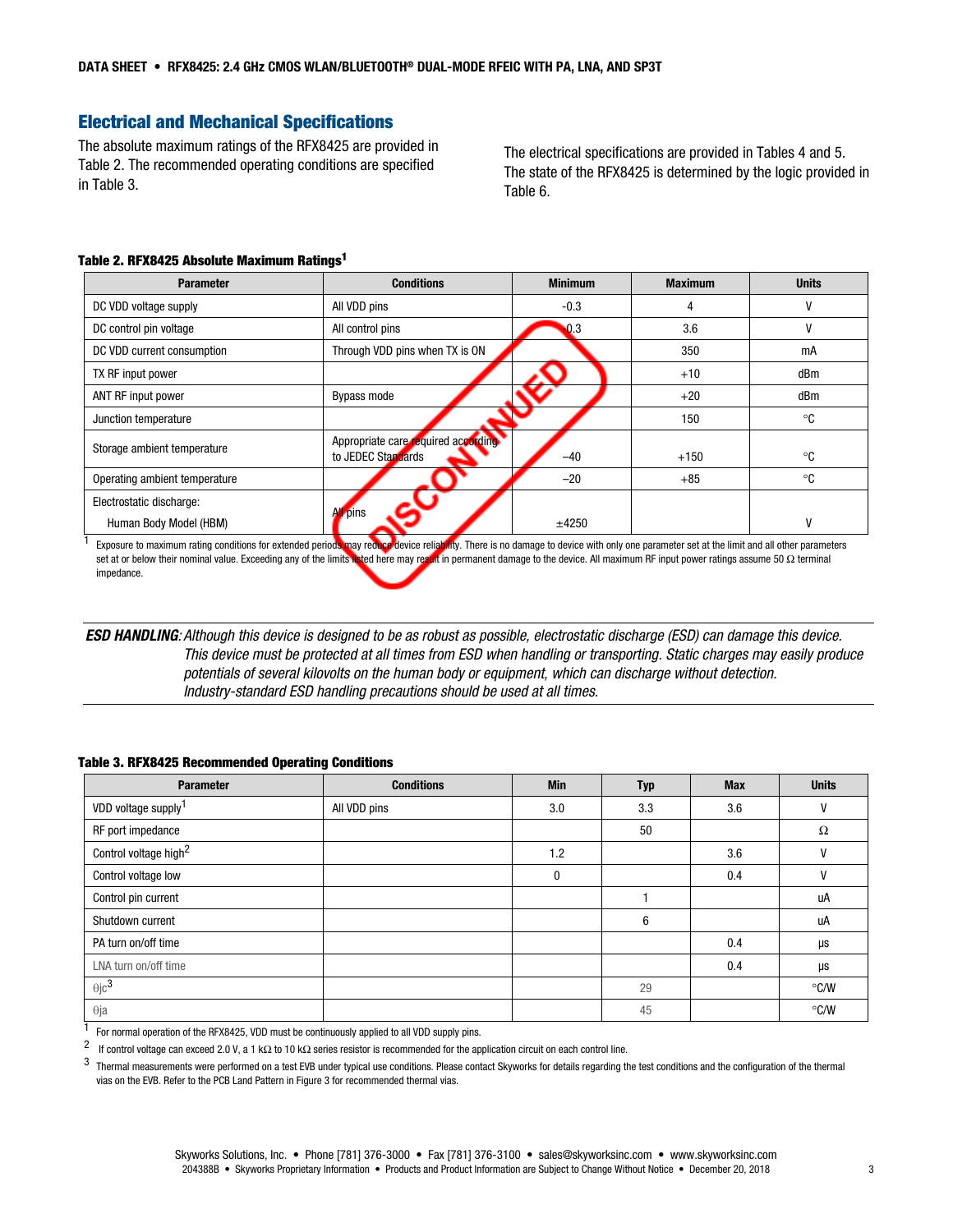## Electrical and Mechanical Specifications

The absolute maximum ratings of the RFX8425 are provided in Table 2. The recommended operating conditions are specified in Table 3.

The electrical specifications are provided in Tables 4 and 5. The state of the RFX8425 is determined by the logic provided in Table 6.

**Table 2. RFX8425 Absolute Maximum Ratings[1]**

| Parameter | Conditions | Minimum | Maximum | Units |
|---|---|---|---|---|
| DC VDD voltage supply | All VDD pins | -0.3 | 4 | V |
| DC control pin voltage | All control pins | -0.3 | 3.6 | V |
| DC VDD current consumption | Through VDD pins when TX is ON | | 350 | mA |
| TX RF input power | | | +10 | dBm |
| ANT RF input power | Bypass mode | | +20 | dBm |
| Junction temperature | | | 150 | °C |
| Storage ambient temperature | Appropriate care required according to JEDEC Standards | –40 | +150 | °C |
| Operating ambient temperature | | –20 | +85 | °C |
| Electrostatic discharge: Human Body Model (HBM) | All pins | ±4250 | | V |

[1] Exposure to maximum rating conditions for extended periods may reduce device reliability. There is no damage to device with only one parameter set at the limit and all other parameters set at or below their nominal value. Exceeding any of the limits listed here may result in permanent damage to the device. All maximum RF input power ratings assume 50 Ω terminal impedance.

***ESD HANDLING**: Although this device is designed to be as robust as possible, electrostatic discharge (ESD) can damage this device. This device must be protected at all times from ESD when handling or transporting. Static charges may easily produce potentials of several kilovolts on the human body or equipment, which can discharge without detection. Industry-standard ESD handling precautions should be used at all times.*

**Table 3. RFX8425 Recommended Operating Conditions**

| Parameter | Conditions | Min | Typ | Max | Units |
|---|---|---|---|---|---|
| VDD voltage supply[1] | All VDD pins | 3.0 | 3.3 | 3.6 | V |
| RF port impedance | | | 50 | | Ω |
| Control voltage high[2] | | 1.2 | | 3.6 | V |
| Control voltage low | | 0 | | 0.4 | V |
| Control pin current | | | 1 | | uA |
| Shutdown current | | | 6 | | uA |
| PA turn on/off time | | | | 0.4 | µs |
| LNA turn on/off time | | | | 0.4 | µs |
| $\theta jc$[3] | | | 29 | | °C/W |
| $\theta ja$ | | | 45 | | °C/W |

[1] For normal operation of the RFX8425, VDD must be continuously applied to all VDD supply pins.

[2] If control voltage can exceed 2.0 V, a 1 kΩ to 10 kΩ series resistor is recommended for the application circuit on each control line.

[3] Thermal measurements were performed on a test EVB under typical use conditions. Please contact Skyworks for details regarding the test conditions and the configuration of the thermal vias on the EVB. Refer to the PCB Land Pattern in Figure 3 for recommended thermal vias.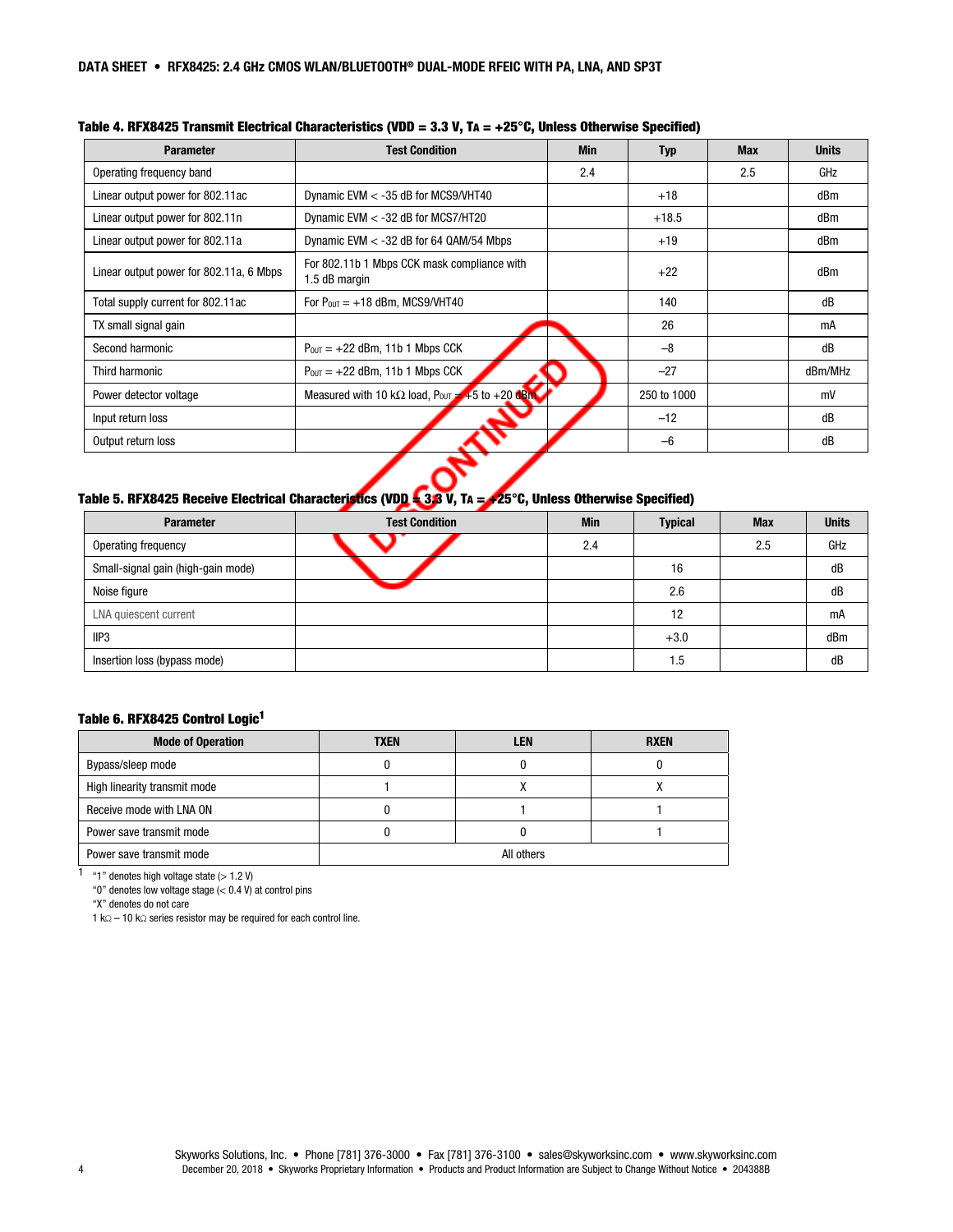**Table 4. RFX8425 Transmit Electrical Characteristics (VDD = 3.3 V, $T_A$ = +25°C, Unless Otherwise Specified)**

| Parameter | Test Condition | Min | Typ | Max | Units |
|---|---|---|---|---|---|
| Operating frequency band | | 2.4 | | 2.5 | GHz |
| Linear output power for 802.11ac | Dynamic EVM < -35 dB for MCS9/VHT40 | | +18 | | dBm |
| Linear output power for 802.11n | Dynamic EVM < -32 dB for MCS7/HT20 | | +18.5 | | dBm |
| Linear output power for 802.11a | Dynamic EVM < -32 dB for 64 QAM/54 Mbps | | +19 | | dBm |
| Linear output power for 802.11a, 6 Mbps | For 802.11b 1 Mbps CCK mask compliance with 1.5 dB margin | | +22 | | dBm |
| Total supply current for 802.11ac | For $P_{OUT}$ = +18 dBm, MCS9/VHT40 | | 140 | | dB |
| TX small signal gain | | | 26 | | mA |
| Second harmonic | $P_{OUT}$ = +22 dBm, 11b 1 Mbps CCK | | –8 | | dB |
| Third harmonic | $P_{OUT}$ = +22 dBm, 11b 1 Mbps CCK | | –27 | | dBm/MHz |
| Power detector voltage | Measured with 10 kΩ load, $P_{OUT}$ = +5 to +20 dBm | | 250 to 1000 | | mV |
| Input return loss | | | –12 | | dB |
| Output return loss | | | –6 | | dB |

**Table 5. RFX8425 Receive Electrical Characteristics (VDD = 3.3 V, $T_A$ = +25°C, Unless Otherwise Specified)**

| Parameter | Test Condition | Min | Typical | Max | Units |
|---|---|---|---|---|---|
| Operating frequency | | 2.4 | | 2.5 | GHz |
| Small-signal gain (high-gain mode) | | | 16 | | dB |
| Noise figure | | | 2.6 | | dB |
| LNA quiescent current | | | 12 | | mA |
| IIP3 | | | +3.0 | | dBm |
| Insertion loss (bypass mode) | | | 1.5 | | dB |

**Table 6. RFX8425 Control Logic[1]**

| Mode of Operation | TXEN | LEN | RXEN |
|---|---|---|---|
| Bypass/sleep mode | 0 | 0 | 0 |
| High linearity transmit mode | 1 | X | X |
| Receive mode with LNA ON | 0 | 1 | 1 |
| Power save transmit mode | 0 | 0 | 1 |
| Power save transmit mode | All others | | |

[1] "1" denotes high voltage state (> 1.2 V)
"0" denotes low voltage stage (< 0.4 V) at control pins
"X" denotes do not care
1 kΩ – 10 kΩ series resistor may be required for each control line.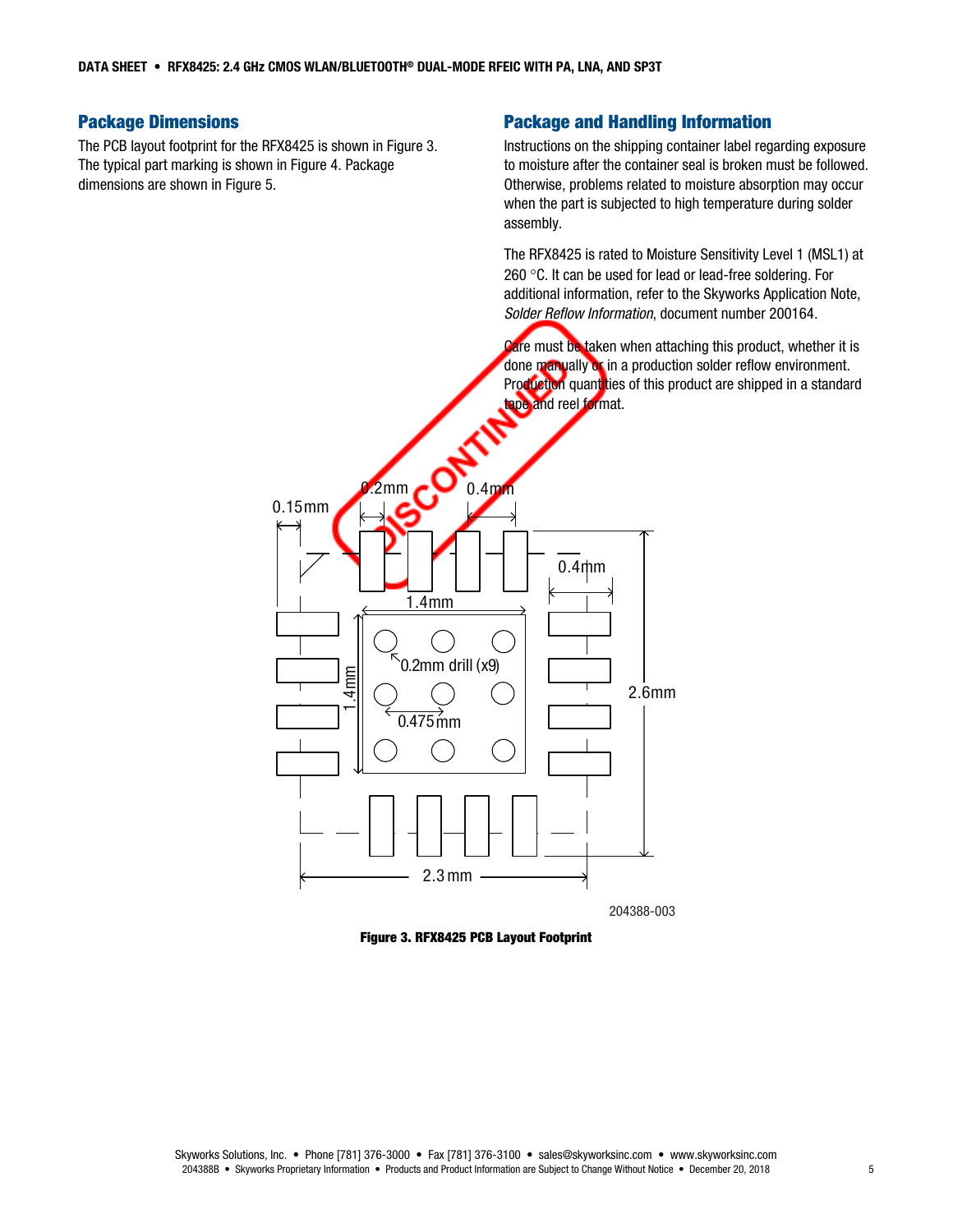## Package Dimensions

The PCB layout footprint for the RFX8425 is shown in Figure 3. The typical part marking is shown in Figure 4. Package dimensions are shown in Figure 5.

## Package and Handling Information

Instructions on the shipping container label regarding exposure to moisture after the container seal is broken must be followed. Otherwise, problems related to moisture absorption may occur when the part is subjected to high temperature during solder assembly.

The RFX8425 is rated to Moisture Sensitivity Level 1 (MSL1) at 260 °C. It can be used for lead or lead-free soldering. For additional information, refer to the Skyworks Application Note, *Solder Reflow Information*, document number 200164.

Care must be taken when attaching this product, whether it is done manually or in a production solder reflow environment. Production quantities of this product are shipped in a standard tape and reel format.

**Figure 3. RFX8425 PCB Layout Footprint**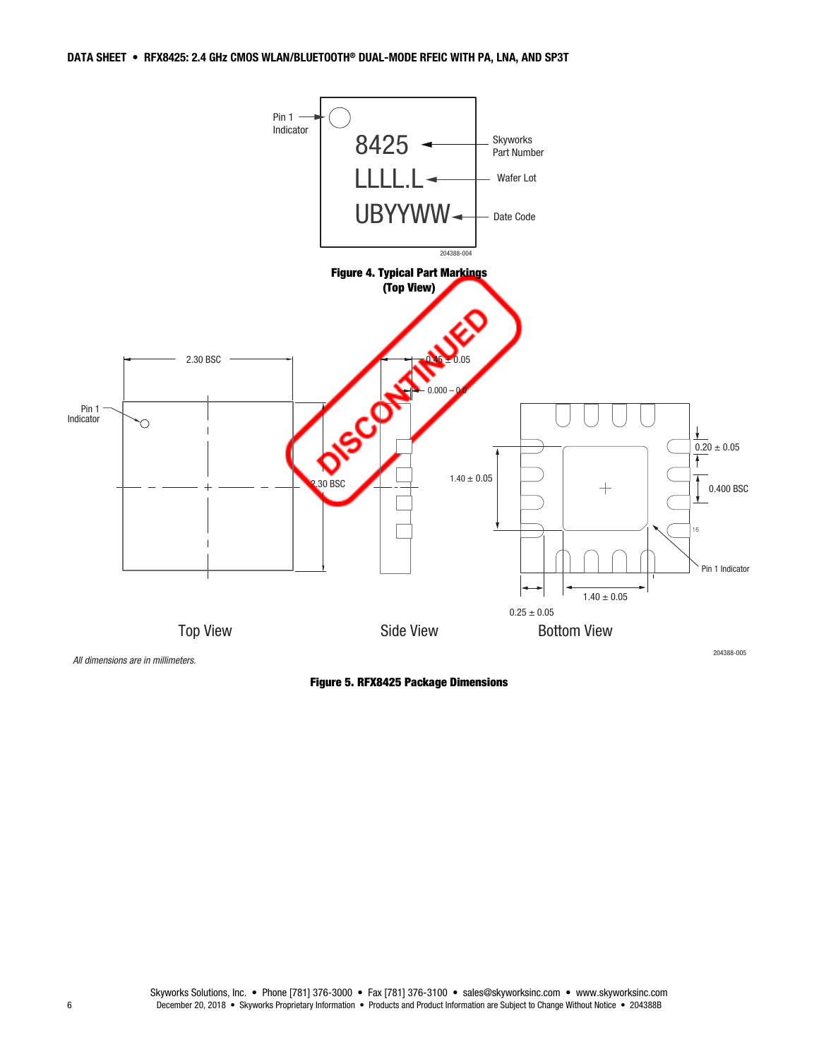Pin 1 Indicator

8425 — Skyworks Part Number

LLLL.L — Wafer Lot

UBYYWW — Date Code

204388-004

**Figure 4. Typical Part Markings (Top View)**

DISCONTINUED

2.30 BSC

Pin 1 Indicator

2.30 BSC

0.45 ± 0.05

0.000 – 0.05

1.40 ± 0.05

0.20 ± 0.05

0.400 BSC

16

Pin 1 Indicator

1.40 ± 0.05

0.25 ± 0.05

Top View

Side View

Bottom View

*All dimensions are in millimeters.*

204388-005

**Figure 5. RFX8425 Package Dimensions**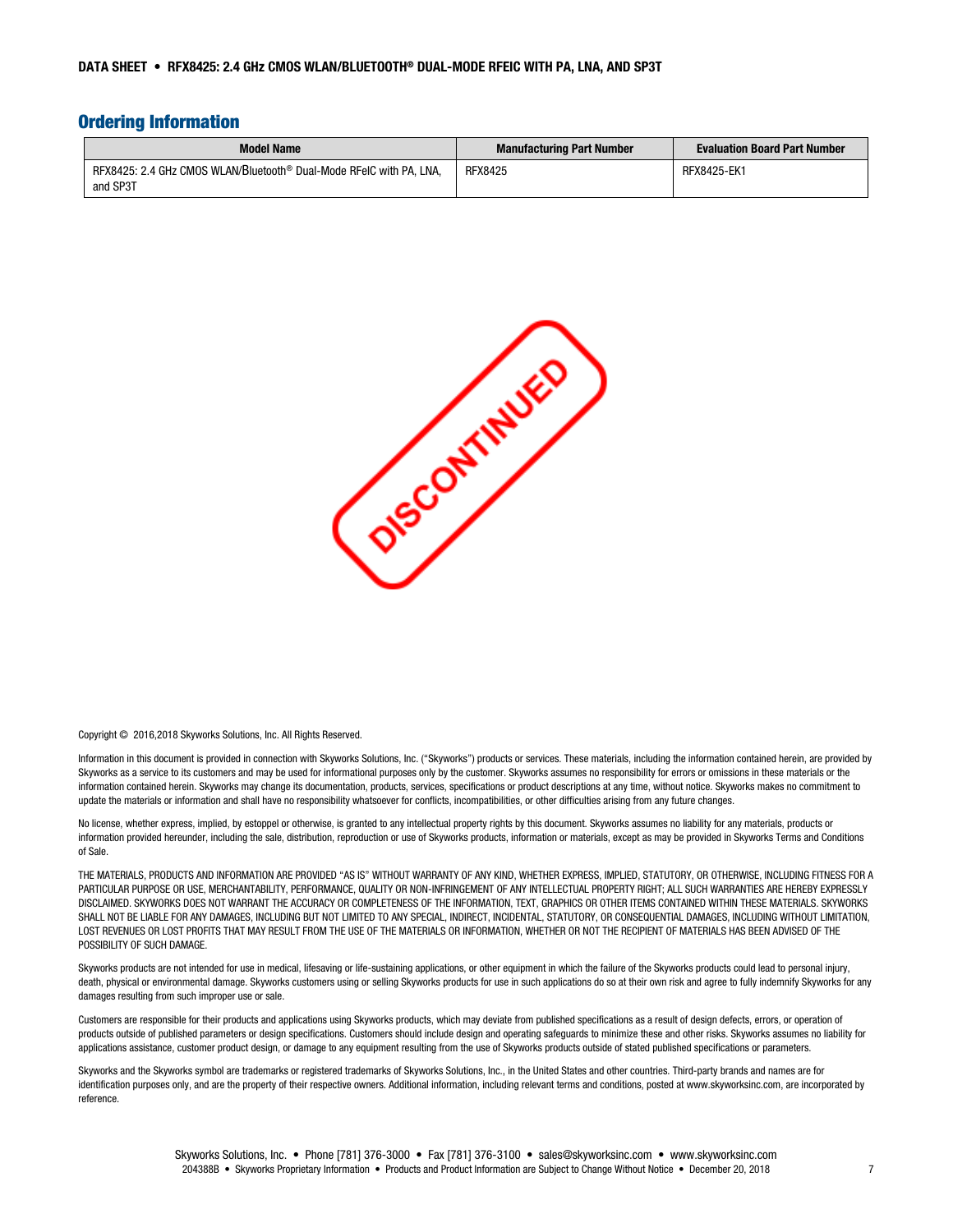## Ordering Information

| Model Name | Manufacturing Part Number | Evaluation Board Part Number |
|---|---|---|
| RFX8425: 2.4 GHz CMOS WLAN/Bluetooth® Dual-Mode RFeIC with PA, LNA, and SP3T | RFX8425 | RFX8425-EK1 |

DISCONTINUED

Copyright © 2016,2018 Skyworks Solutions, Inc. All Rights Reserved.

Information in this document is provided in connection with Skyworks Solutions, Inc. ("Skyworks") products or services. These materials, including the information contained herein, are provided by Skyworks as a service to its customers and may be used for informational purposes only by the customer. Skyworks assumes no responsibility for errors or omissions in these materials or the information contained herein. Skyworks may change its documentation, products, services, specifications or product descriptions at any time, without notice. Skyworks makes no commitment to update the materials or information and shall have no responsibility whatsoever for conflicts, incompatibilities, or other difficulties arising from any future changes.

No license, whether express, implied, by estoppel or otherwise, is granted to any intellectual property rights by this document. Skyworks assumes no liability for any materials, products or information provided hereunder, including the sale, distribution, reproduction or use of Skyworks products, information or materials, except as may be provided in Skyworks Terms and Conditions of Sale.

THE MATERIALS, PRODUCTS AND INFORMATION ARE PROVIDED "AS IS" WITHOUT WARRANTY OF ANY KIND, WHETHER EXPRESS, IMPLIED, STATUTORY, OR OTHERWISE, INCLUDING FITNESS FOR A PARTICULAR PURPOSE OR USE, MERCHANTABILITY, PERFORMANCE, QUALITY OR NON-INFRINGEMENT OF ANY INTELLECTUAL PROPERTY RIGHT; ALL SUCH WARRANTIES ARE HEREBY EXPRESSLY DISCLAIMED. SKYWORKS DOES NOT WARRANT THE ACCURACY OR COMPLETENESS OF THE INFORMATION, TEXT, GRAPHICS OR OTHER ITEMS CONTAINED WITHIN THESE MATERIALS. SKYWORKS SHALL NOT BE LIABLE FOR ANY DAMAGES, INCLUDING BUT NOT LIMITED TO ANY SPECIAL, INDIRECT, INCIDENTAL, STATUTORY, OR CONSEQUENTIAL DAMAGES, INCLUDING WITHOUT LIMITATION, LOST REVENUES OR LOST PROFITS THAT MAY RESULT FROM THE USE OF THE MATERIALS OR INFORMATION, WHETHER OR NOT THE RECIPIENT OF MATERIALS HAS BEEN ADVISED OF THE POSSIBILITY OF SUCH DAMAGE.

Skyworks products are not intended for use in medical, lifesaving or life-sustaining applications, or other equipment in which the failure of the Skyworks products could lead to personal injury, death, physical or environmental damage. Skyworks customers using or selling Skyworks products for use in such applications do so at their own risk and agree to fully indemnify Skyworks for any damages resulting from such improper use or sale.

Customers are responsible for their products and applications using Skyworks products, which may deviate from published specifications as a result of design defects, errors, or operation of products outside of published parameters or design specifications. Customers should include design and operating safeguards to minimize these and other risks. Skyworks assumes no liability for applications assistance, customer product design, or damage to any equipment resulting from the use of Skyworks products outside of stated published specifications or parameters.

Skyworks and the Skyworks symbol are trademarks or registered trademarks of Skyworks Solutions, Inc., in the United States and other countries. Third-party brands and names are for identification purposes only, and are the property of their respective owners. Additional information, including relevant terms and conditions, posted at www.skyworksinc.com, are incorporated by reference.